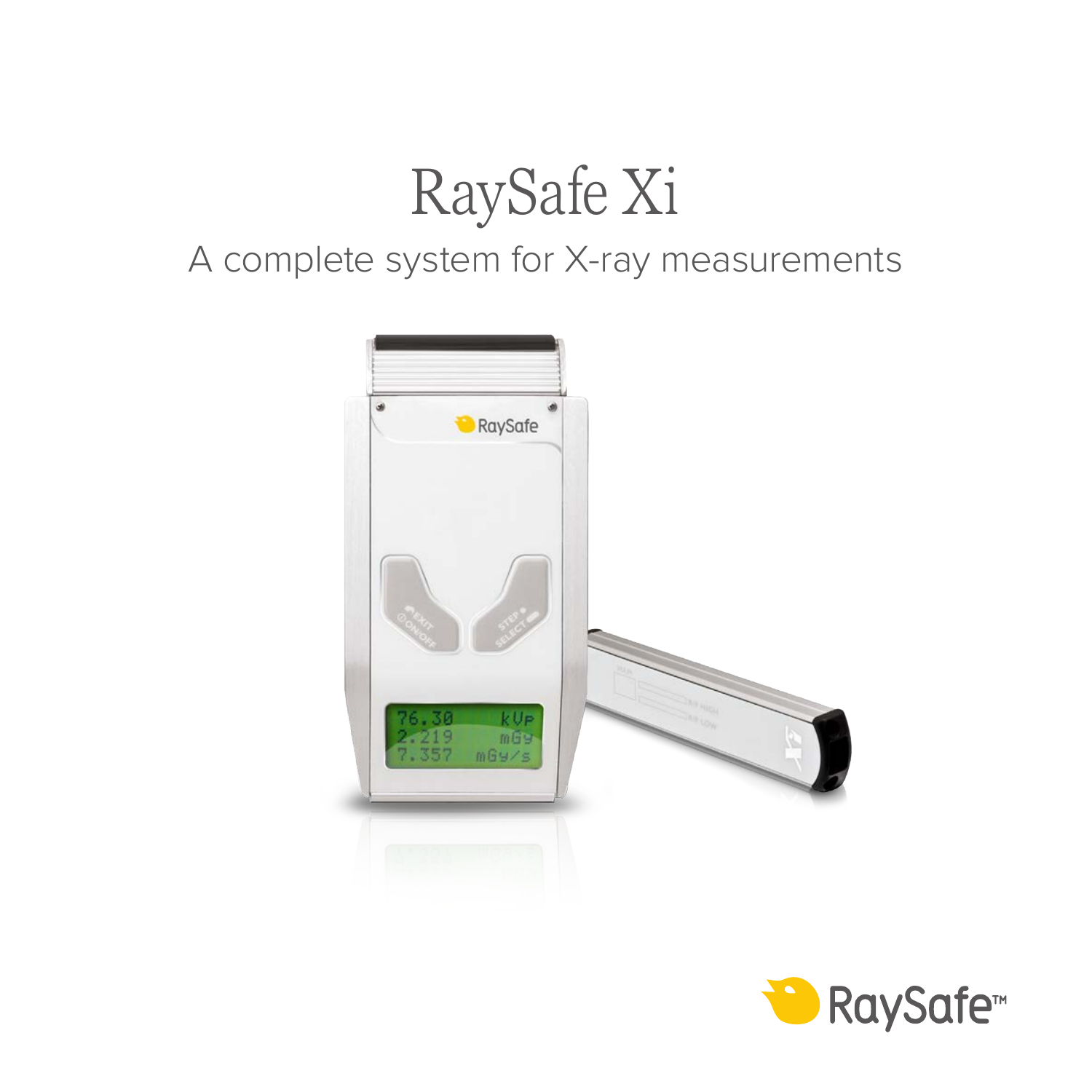# RaySafe Xi

## A complete system for X-ray measurements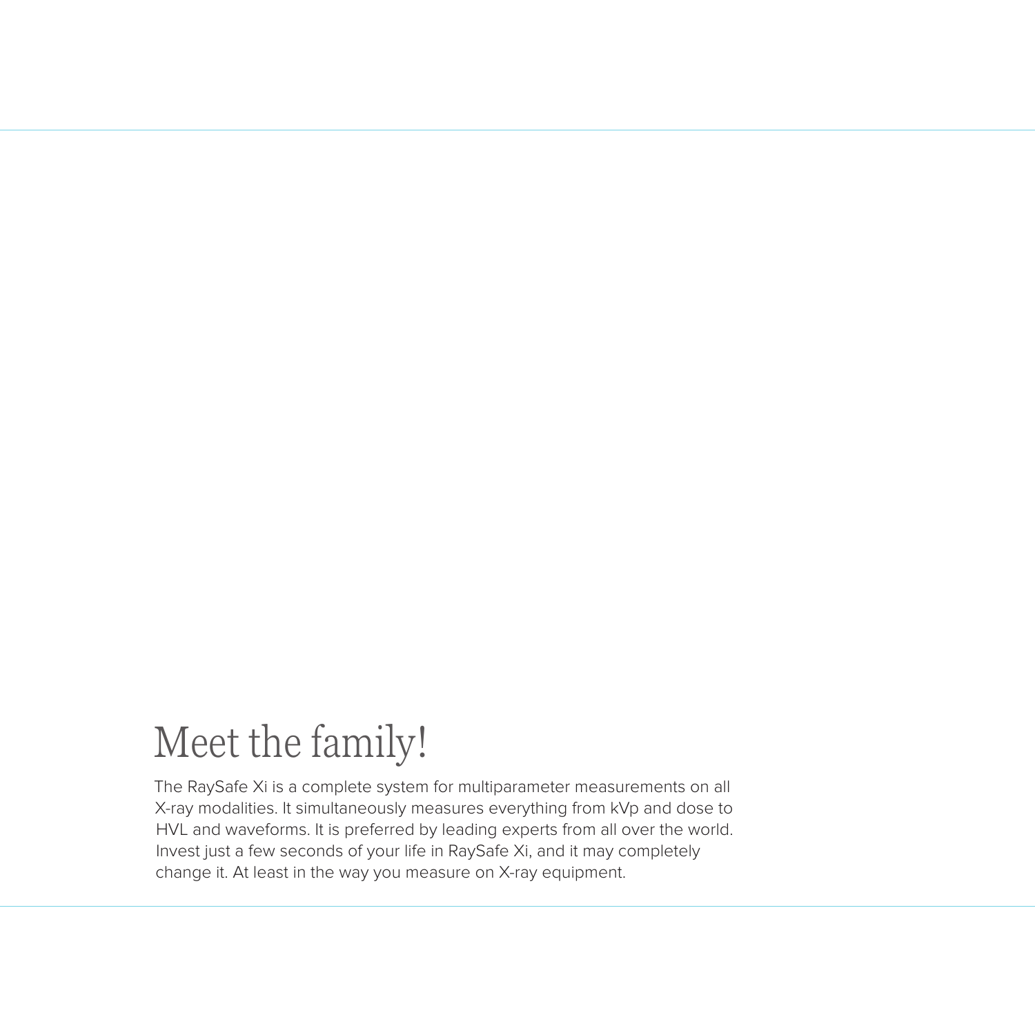# Meet the family!

The RaySafe Xi is a complete system for multiparameter measurements on all X-ray modalities. It simultaneously measures everything from kVp and dose to HVL and waveforms. It is preferred by leading experts from all over the world. Invest just a few seconds of your life in RaySafe Xi, and it may completely change it. At least in the way you measure on X-ray equipment.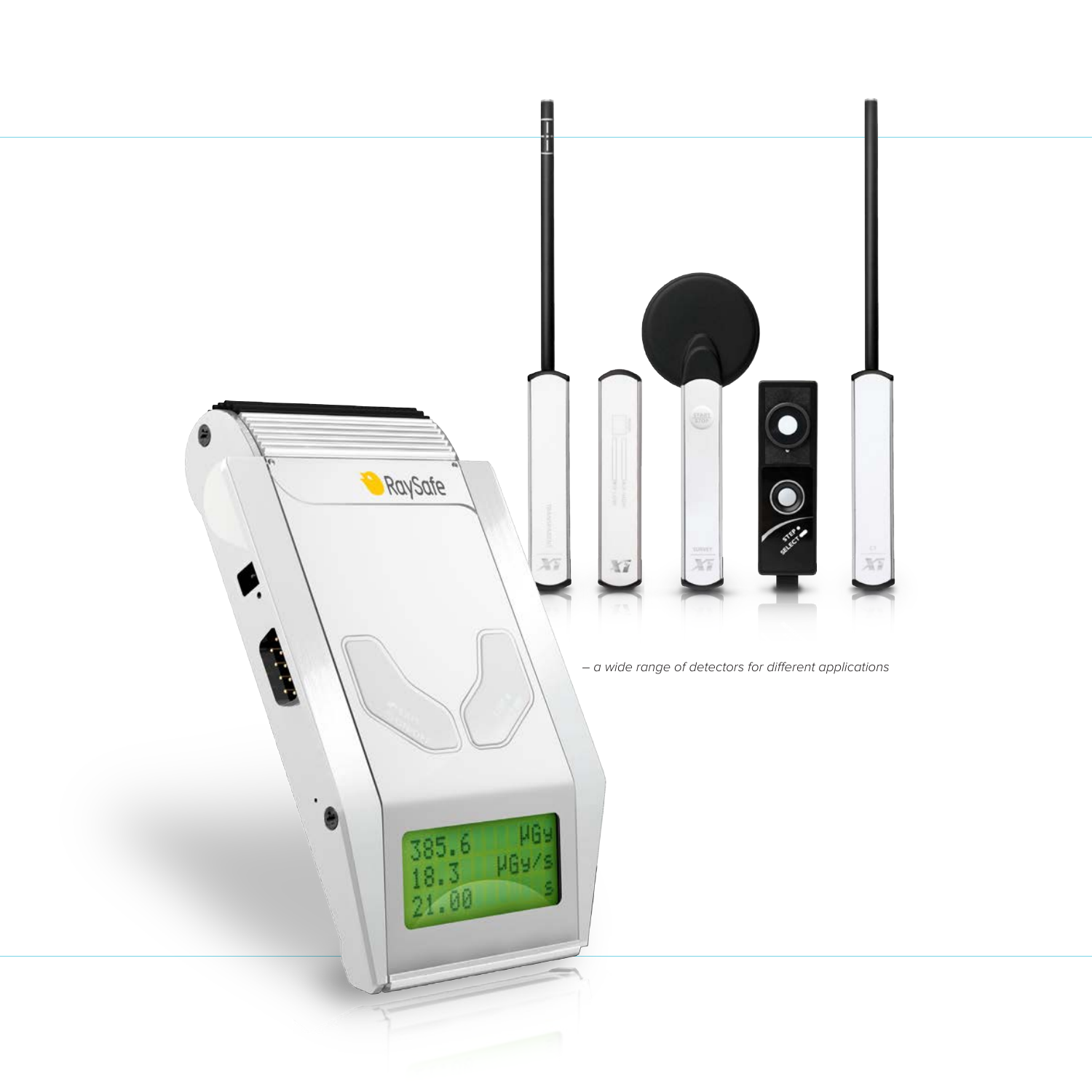– a wide range of detectors for different applications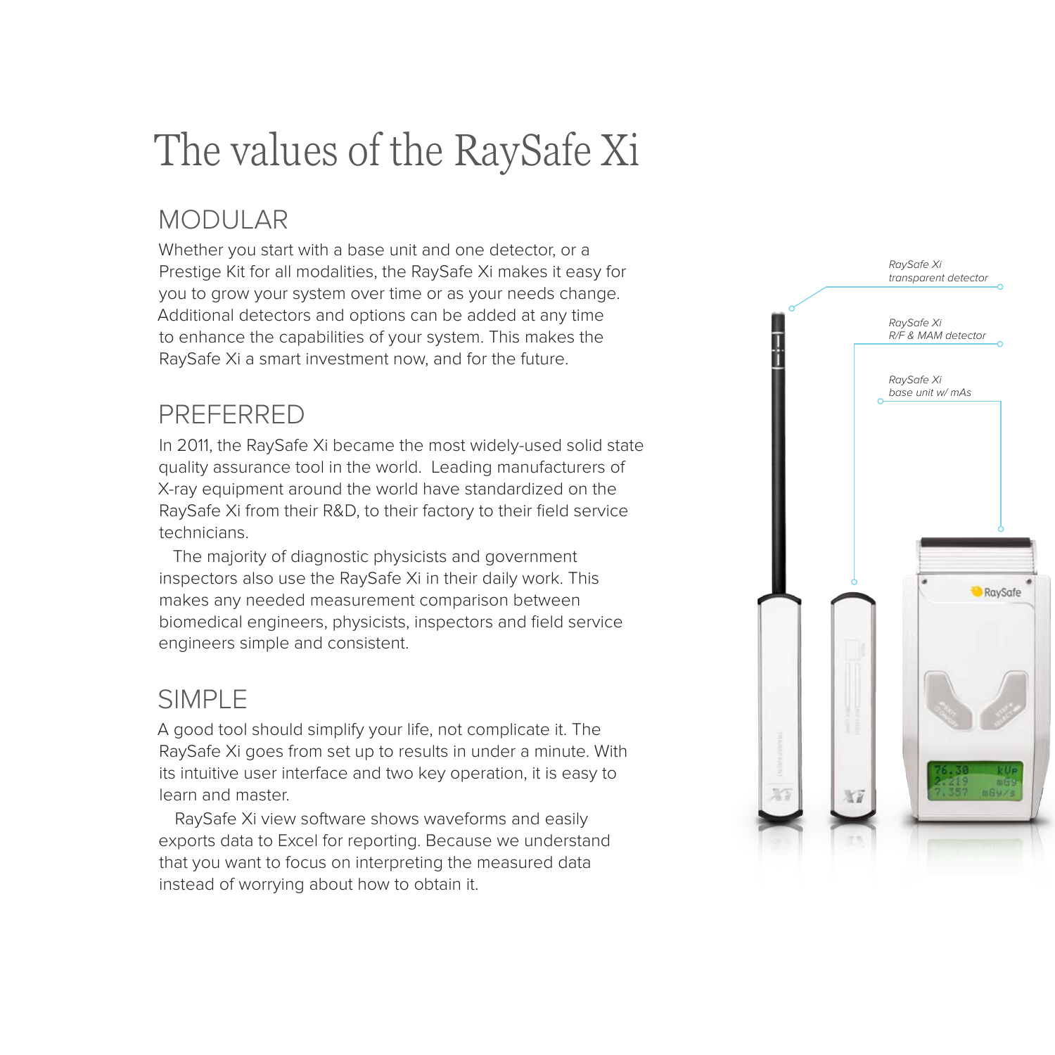# The values of the RaySafe Xi

## MODULAR

Whether you start with a base unit and one detector, or a Prestige Kit for all modalities, the RaySafe Xi makes it easy for you to grow your system over time or as your needs change. Additional detectors and options can be added at any time to enhance the capabilities of your system. This makes the RaySafe Xi a smart investment now, and for the future.

## PREFERRED

In 2011, the RaySafe Xi became the most widely-used solid state quality assurance tool in the world. Leading manufacturers of X-ray equipment around the world have standardized on the RaySafe Xi from their R&D, to their factory to their field service technicians.

The majority of diagnostic physicists and government inspectors also use the RaySafe Xi in their daily work. This makes any needed measurement comparison between biomedical engineers, physicists, inspectors and field service engineers simple and consistent.

## SIMPLE

A good tool should simplify your life, not complicate it. The RaySafe Xi goes from set up to results in under a minute. With its intuitive user interface and two key operation, it is easy to learn and master.

RaySafe Xi view software shows waveforms and easily exports data to Excel for reporting. Because we understand that you want to focus on interpreting the measured data instead of worrying about how to obtain it.

*RaySafe Xi transparent detector*

*RaySafe Xi R/F & MAM detector*

*RaySafe Xi base unit w/ mAs*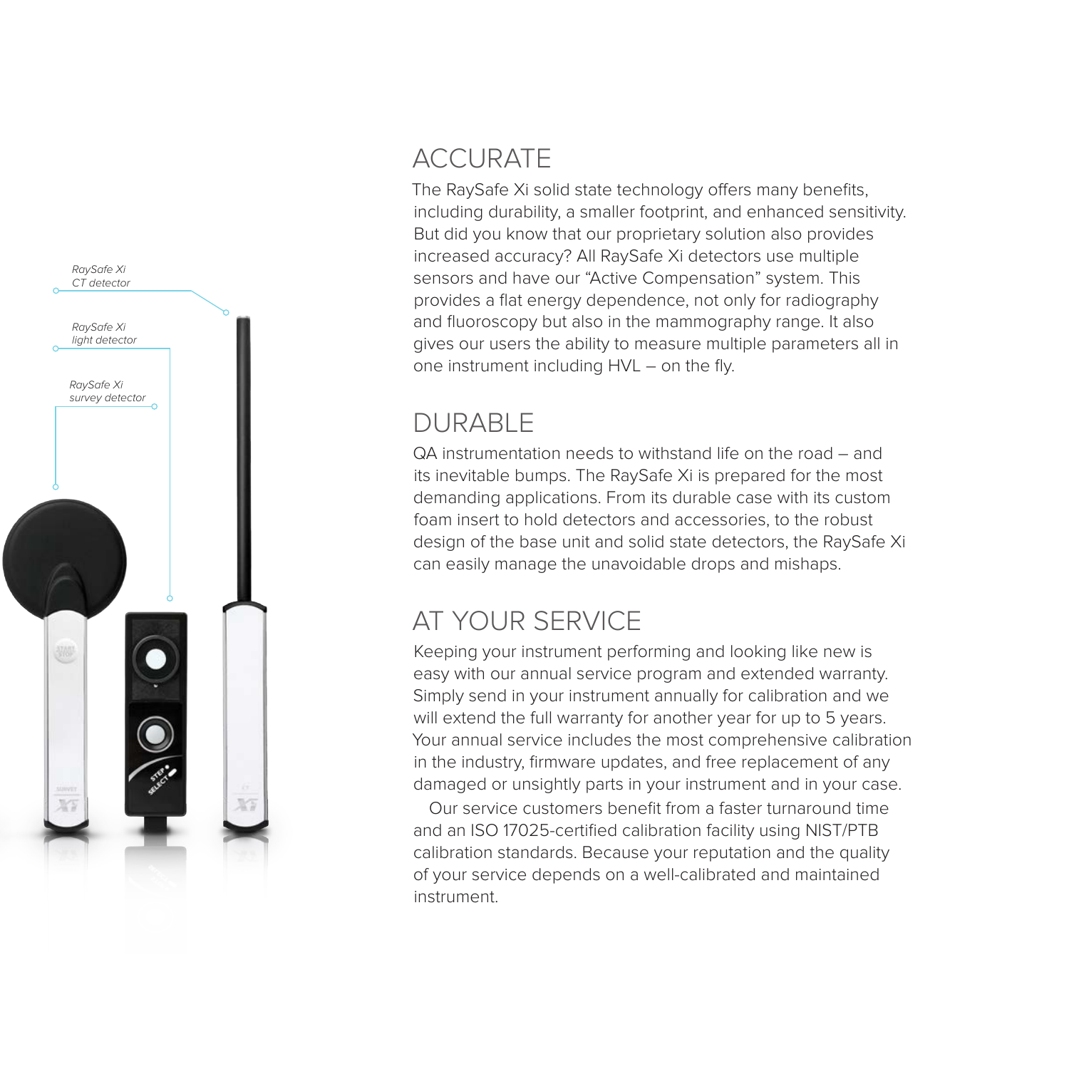RaySafe Xi CT detector

RaySafe Xi light detector

RaySafe Xi survey detector

## ACCURATE

The RaySafe Xi solid state technology offers many benefits, including durability, a smaller footprint, and enhanced sensitivity. But did you know that our proprietary solution also provides increased accuracy? All RaySafe Xi detectors use multiple sensors and have our "Active Compensation" system. This provides a flat energy dependence, not only for radiography and fluoroscopy but also in the mammography range. It also gives our users the ability to measure multiple parameters all in one instrument including HVL – on the fly.

## DURABLE

QA instrumentation needs to withstand life on the road – and its inevitable bumps. The RaySafe Xi is prepared for the most demanding applications. From its durable case with its custom foam insert to hold detectors and accessories, to the robust design of the base unit and solid state detectors, the RaySafe Xi can easily manage the unavoidable drops and mishaps.

## AT YOUR SERVICE

Keeping your instrument performing and looking like new is easy with our annual service program and extended warranty. Simply send in your instrument annually for calibration and we will extend the full warranty for another year for up to 5 years. Your annual service includes the most comprehensive calibration in the industry, firmware updates, and free replacement of any damaged or unsightly parts in your instrument and in your case.

Our service customers benefit from a faster turnaround time and an ISO 17025-certified calibration facility using NIST/PTB calibration standards. Because your reputation and the quality of your service depends on a well-calibrated and maintained instrument.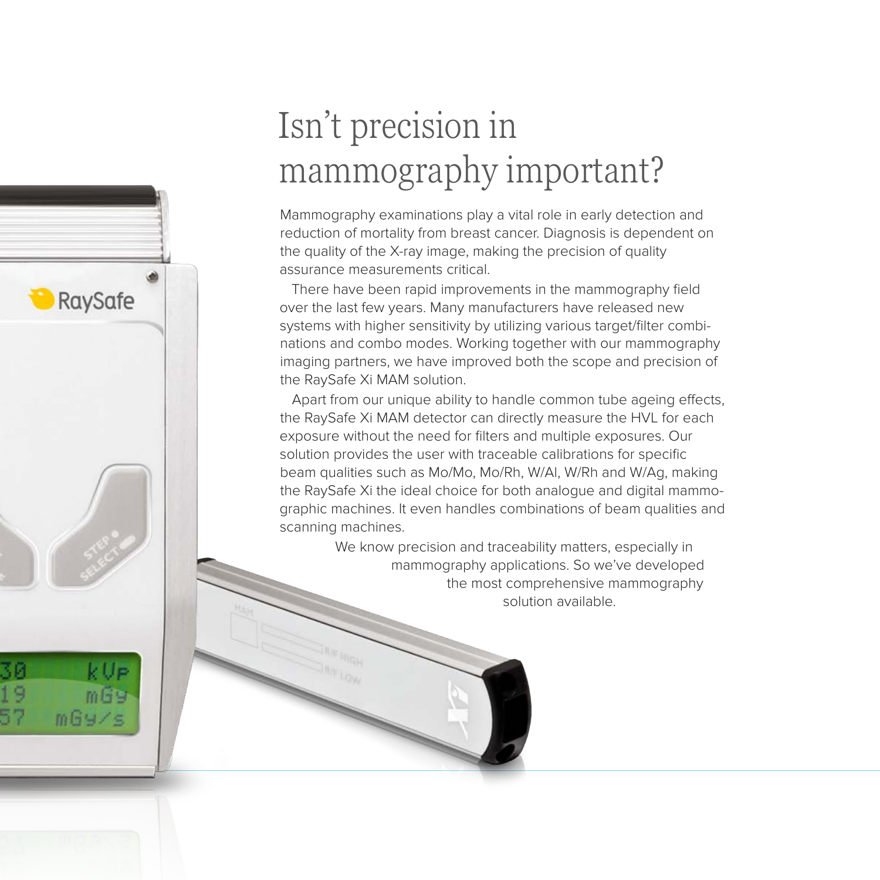# Isn't precision in mammography important?

Mammography examinations play a vital role in early detection and reduction of mortality from breast cancer. Diagnosis is dependent on the quality of the X-ray image, making the precision of quality assurance measurements critical.

There have been rapid improvements in the mammography field over the last few years. Many manufacturers have released new systems with higher sensitivity by utilizing various target/filter combinations and combo modes. Working together with our mammography imaging partners, we have improved both the scope and precision of the RaySafe Xi MAM solution.

Apart from our unique ability to handle common tube ageing effects, the RaySafe Xi MAM detector can directly measure the HVL for each exposure without the need for filters and multiple exposures. Our solution provides the user with traceable calibrations for specific beam qualities such as Mo/Mo, Mo/Rh, W/Al, W/Rh and W/Ag, making the RaySafe Xi the ideal choice for both analogue and digital mammographic machines. It even handles combinations of beam qualities and scanning machines.

We know precision and traceability matters, especially in mammography applications. So we've developed the most comprehensive mammography solution available.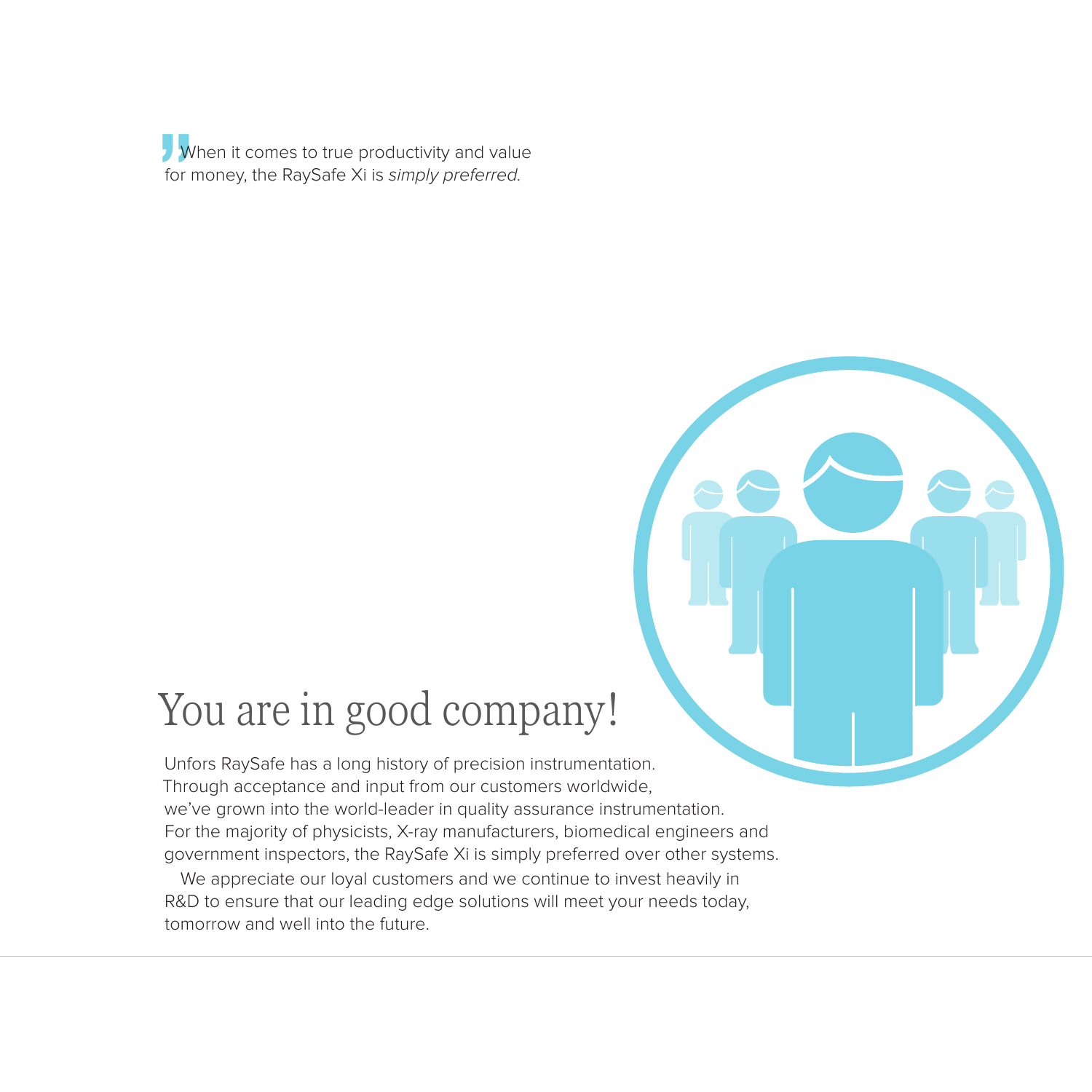> When it comes to true productivity and value for money, the RaySafe Xi is *simply preferred.*

# You are in good company!

Unfors RaySafe has a long history of precision instrumentation. Through acceptance and input from our customers worldwide, we've grown into the world-leader in quality assurance instrumentation. For the majority of physicists, X-ray manufacturers, biomedical engineers and government inspectors, the RaySafe Xi is simply preferred over other systems.

We appreciate our loyal customers and we continue to invest heavily in R&D to ensure that our leading edge solutions will meet your needs today, tomorrow and well into the future.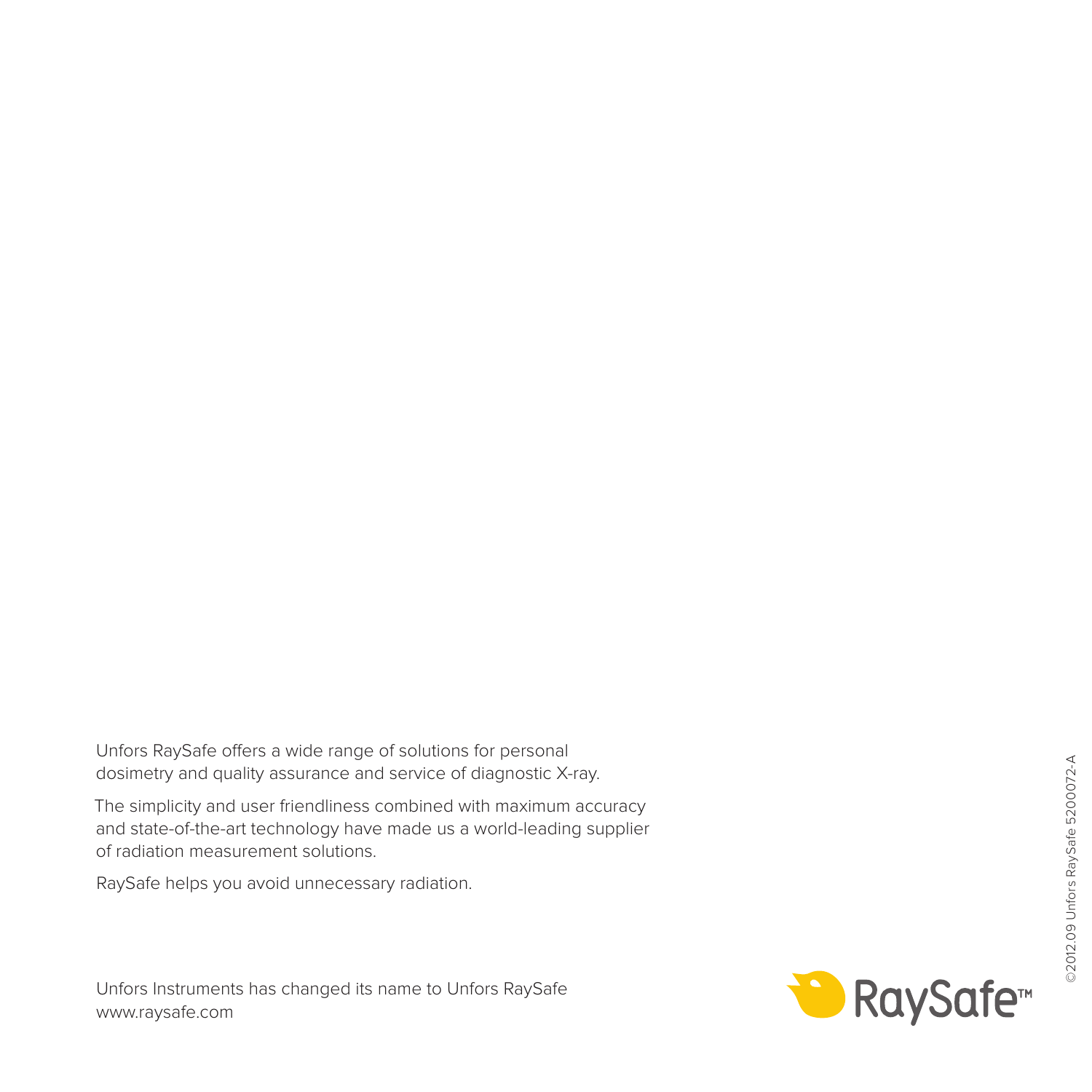Unfors RaySafe offers a wide range of solutions for personal dosimetry and quality assurance and service of diagnostic X-ray.

The simplicity and user friendliness combined with maximum accuracy and state-of-the-art technology have made us a world-leading supplier of radiation measurement solutions.

RaySafe helps you avoid unnecessary radiation.

Unfors Instruments has changed its name to Unfors RaySafe
www.raysafe.com

RaySafe™

©2012.09 Unfors RaySafe 5200072-A